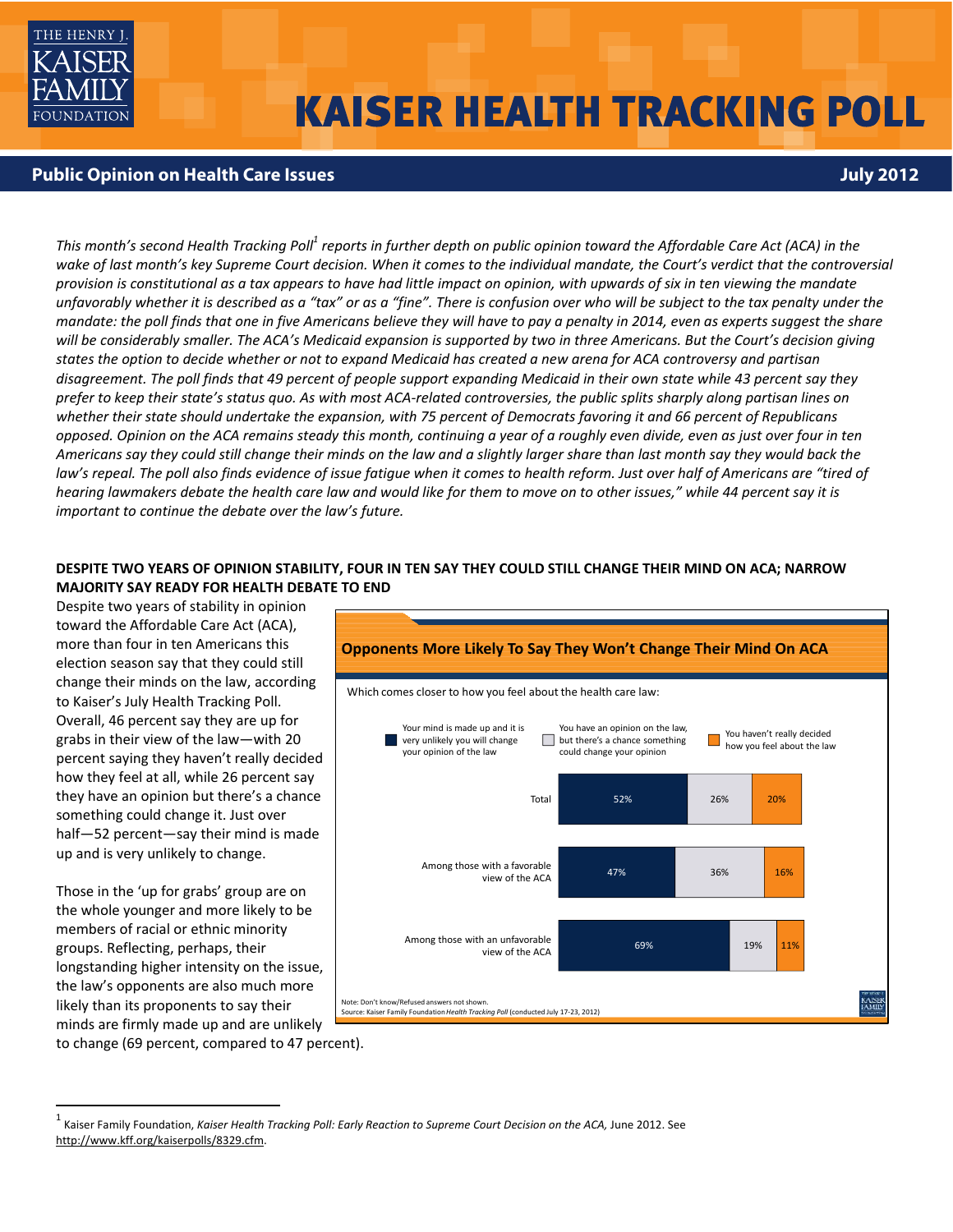# KAISER HEALTH TRACKING POLL

## Public Opinion on Health Care Issues

**July 2012**

*This month's second Health Tracking Poll[1] reports in further depth on public opinion toward the Affordable Care Act (ACA) in the wake of last month's key Supreme Court decision. When it comes to the individual mandate, the Court's verdict that the controversial provision is constitutional as a tax appears to have had little impact on opinion, with upwards of six in ten viewing the mandate unfavorably whether it is described as a "tax" or as a "fine". There is confusion over who will be subject to the tax penalty under the mandate: the poll finds that one in five Americans believe they will have to pay a penalty in 2014, even as experts suggest the share will be considerably smaller. The ACA's Medicaid expansion is supported by two in three Americans. But the Court's decision giving states the option to decide whether or not to expand Medicaid has created a new arena for ACA controversy and partisan disagreement. The poll finds that 49 percent of people support expanding Medicaid in their own state while 43 percent say they prefer to keep their state's status quo. As with most ACA-related controversies, the public splits sharply along partisan lines on whether their state should undertake the expansion, with 75 percent of Democrats favoring it and 66 percent of Republicans opposed. Opinion on the ACA remains steady this month, continuing a year of a roughly even divide, even as just over four in ten Americans say they could still change their minds on the law and a slightly larger share than last month say they would back the law's repeal. The poll also finds evidence of issue fatigue when it comes to health reform. Just over half of Americans are "tired of hearing lawmakers debate the health care law and would like for them to move on to other issues," while 44 percent say it is important to continue the debate over the law's future.*

### DESPITE TWO YEARS OF OPINION STABILITY, FOUR IN TEN SAY THEY COULD STILL CHANGE THEIR MIND ON ACA; NARROW MAJORITY SAY READY FOR HEALTH DEBATE TO END

Despite two years of stability in opinion toward the Affordable Care Act (ACA), more than four in ten Americans this election season say that they could still change their minds on the law, according to Kaiser's July Health Tracking Poll. Overall, 46 percent say they are up for grabs in their view of the law—with 20 percent saying they haven't really decided how they feel at all, while 26 percent say they have an opinion but there's a chance something could change it. Just over half—52 percent—say their mind is made up and is very unlikely to change.

Those in the 'up for grabs' group are on the whole younger and more likely to be members of racial or ethnic minority groups. Reflecting, perhaps, their longstanding higher intensity on the issue, the law's opponents are also much more likely than its proponents to say their minds are firmly made up and are unlikely to change (69 percent, compared to 47 percent).

**Opponents More Likely To Say They Won't Change Their Mind On ACA**

Which comes closer to how you feel about the health care law:

| | Your mind is made up and it is very unlikely you will change your opinion of the law | You have an opinion on the law, but there's a chance something could change your opinion | You haven't really decided how you feel about the law |
|---|---|---|---|
| Total | 52% | 26% | 20% |
| Among those with a favorable view of the ACA | 47% | 36% | 16% |
| Among those with an unfavorable view of the ACA | 69% | 19% | 11% |

Note: Don't know/Refused answers not shown.
Source: Kaiser Family Foundation *Health Tracking Poll* (conducted July 17-23, 2012)

[1] Kaiser Family Foundation, *Kaiser Health Tracking Poll: Early Reaction to Supreme Court Decision on the ACA,* June 2012. See http://www.kff.org/kaiserpolls/8329.cfm.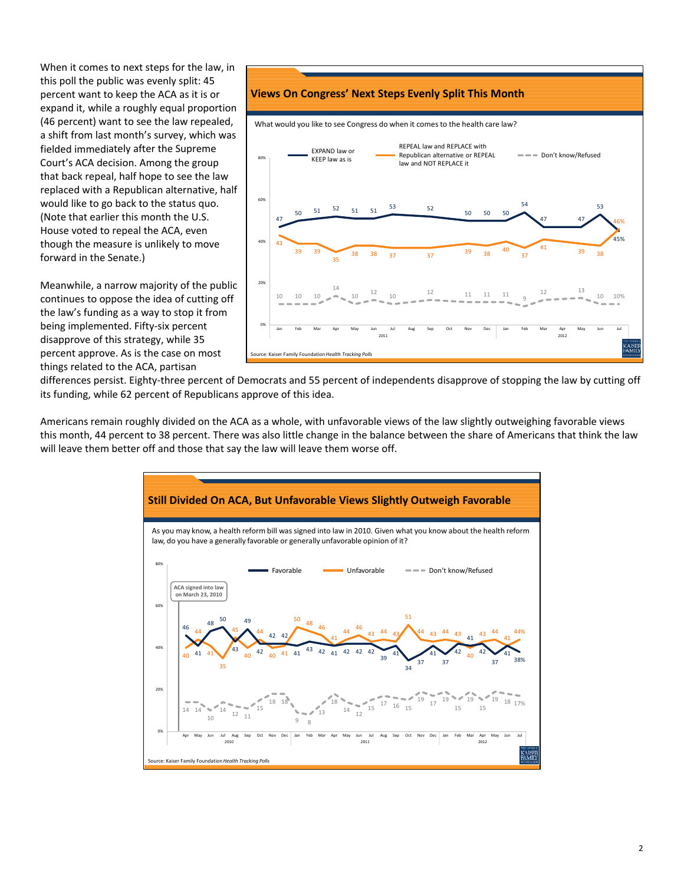When it comes to next steps for the law, in this poll the public was evenly split: 45 percent want to keep the ACA as it is or expand it, while a roughly equal proportion (46 percent) want to see the law repealed, a shift from last month's survey, which was fielded immediately after the Supreme Court's ACA decision. Among the group that back repeal, half hope to see the law replaced with a Republican alternative, half would like to go back to the status quo. (Note that earlier this month the U.S. House voted to repeal the ACA, even though the measure is unlikely to move forward in the Senate.)

**Views On Congress' Next Steps Evenly Split This Month**

What would you like to see Congress do when it comes to the health care law?

| | Jan 2011 | Feb | Mar | Apr | May | Jun | Jul | Sep | Nov | Dec | Jan 2012 | Feb | Mar | May | Jun | Jul |
|---|---|---|---|---|---|---|---|---|---|---|---|---|---|---|---|---|
| EXPAND law or KEEP law as is | 47 | 50 | 51 | 52 | 51 | 51 | 53 | 52 | 50 | 50 | 50 | 54 | 47 | 47 | 53 | 45% |
| REPEAL law and REPLACE with Republican alternative or REPEAL law and NOT REPLACE it | 43 | 39 | 39 | 35 | 38 | 38 | 37 | 37 | 39 | 38 | 40 | 37 | 41 | 39 | 38 | 46% |
| Don't know/Refused | 10 | 10 | 10 | 14 | 10 | 12 | 10 | 12 | 11 | 11 | 11 | 9 | 12 | 13 | 10 | 10% |

Source: Kaiser Family Foundation *Health Tracking Polls*

Meanwhile, a narrow majority of the public continues to oppose the idea of cutting off the law's funding as a way to stop it from being implemented. Fifty-six percent disapprove of this strategy, while 35 percent approve. As is the case on most things related to the ACA, partisan differences persist. Eighty-three percent of Democrats and 55 percent of independents disapprove of stopping the law by cutting off its funding, while 62 percent of Republicans approve of this idea.

Americans remain roughly divided on the ACA as a whole, with unfavorable views of the law slightly outweighing favorable views this month, 44 percent to 38 percent. There was also little change in the balance between the share of Americans that think the law will leave them better off and those that say the law will leave them worse off.

**Still Divided On ACA, But Unfavorable Views Slightly Outweigh Favorable**

As you may know, a health reform bill was signed into law in 2010. Given what you know about the health reform law, do you have a generally favorable or generally unfavorable opinion of it?

(ACA signed into law on March 23, 2010)

| | Favorable | Unfavorable | Don't know/Refused |
|---|---|---|---|
| Apr 2010 | 46 | 40 | 14 |
| May 2010 | 41 | 44 | 14 |
| Jun 2010 | 48 | 41 | 10 |
| Jul 2010 | 50 | 35 | 14 |
| Aug 2010 | 43 | 45 | 12 |
| Sep 2010 | 49 | 40 | 11 |
| Oct 2010 | 42 | 44 | 15 |
| Nov 2010 | 42 | 40 | 18 |
| Dec 2010 | 42 | 41 | 18 |
| Jan 2011 | 41 | 50 | 9 |
| Feb 2011 | 43 | 48 | 8 |
| Mar 2011 | 42 | 46 | 13 |
| Apr 2011 | 41 | 41 | 18 |
| May 2011 | 42 | 44 | 14 |
| Jun 2011 | 42 | 46 | 12 |
| Jul 2011 | 42 | 43 | 15 |
| Aug 2011 | 39 | 44 | 17 |
| Sep 2011 | 41 | 43 | 16 |
| Oct 2011 | 34 | 51 | 15 |
| Nov 2011 | 37 | 44 | 19 |
| Dec 2011 | 41 | 43 | 17 |
| Jan 2012 | 37 | 44 | 19 |
| Feb 2012 | 42 | 43 | 15 |
| Mar 2012 | 40 | 41 | 19 |
| Apr 2012 | 42 | 43 | 15 |
| May 2012 | 37 | 44 | 19 |
| Jun 2012 | 41 | 41 | 18 |
| Jul 2012 | 38% | 44% | 17% |

Source: Kaiser Family Foundation *Health Tracking Polls*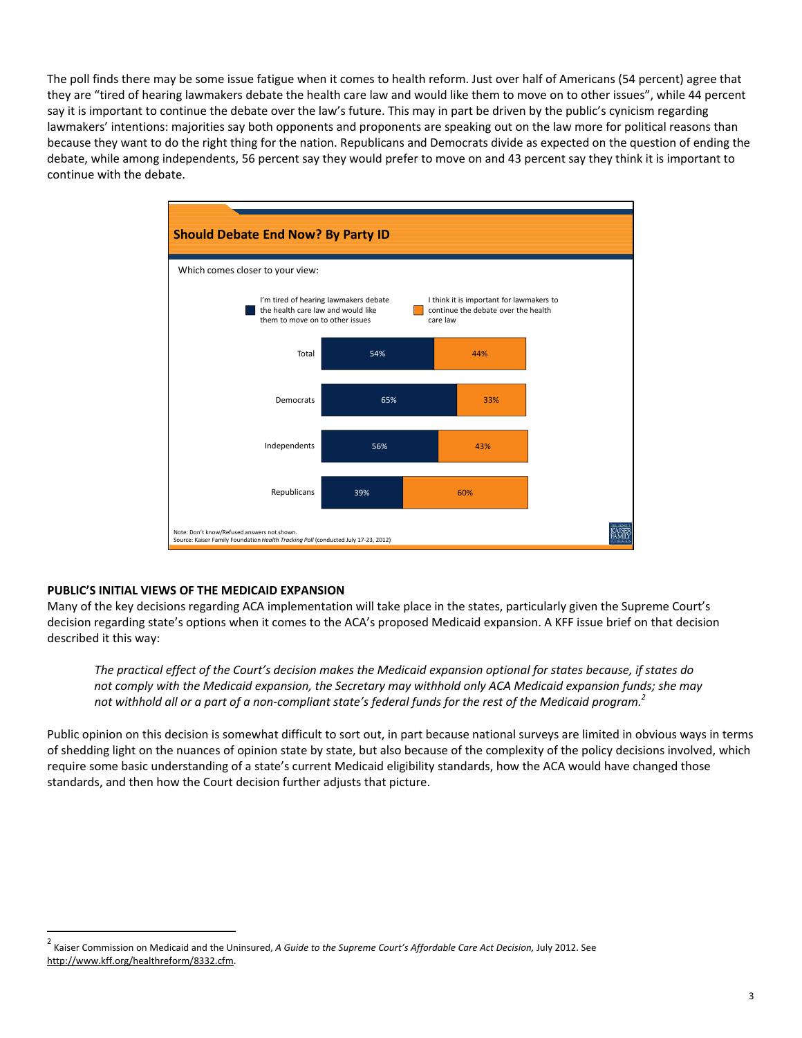The poll finds there may be some issue fatigue when it comes to health reform. Just over half of Americans (54 percent) agree that they are "tired of hearing lawmakers debate the health care law and would like them to move on to other issues", while 44 percent say it is important to continue the debate over the law's future. This may in part be driven by the public's cynicism regarding lawmakers' intentions: majorities say both opponents and proponents are speaking out on the law more for political reasons than because they want to do the right thing for the nation. Republicans and Democrats divide as expected on the question of ending the debate, while among independents, 56 percent say they would prefer to move on and 43 percent say they think it is important to continue with the debate.

**Should Debate End Now? By Party ID**

Which comes closer to your view:

| | I'm tired of hearing lawmakers debate the health care law and would like them to move on to other issues | I think it is important for lawmakers to continue the debate over the health care law |
|---|---|---|
| Total | 54% | 44% |
| Democrats | 65% | 33% |
| Independents | 56% | 43% |
| Republicans | 39% | 60% |

Note: Don't know/Refused answers not shown.
Source: Kaiser Family Foundation *Health Tracking Poll* (conducted July 17-23, 2012)

## PUBLIC'S INITIAL VIEWS OF THE MEDICAID EXPANSION

Many of the key decisions regarding ACA implementation will take place in the states, particularly given the Supreme Court's decision regarding state's options when it comes to the ACA's proposed Medicaid expansion. A KFF issue brief on that decision described it this way:

> *The practical effect of the Court's decision makes the Medicaid expansion optional for states because, if states do not comply with the Medicaid expansion, the Secretary may withhold only ACA Medicaid expansion funds; she may not withhold all or a part of a non-compliant state's federal funds for the rest of the Medicaid program.*[2]

Public opinion on this decision is somewhat difficult to sort out, in part because national surveys are limited in obvious ways in terms of shedding light on the nuances of opinion state by state, but also because of the complexity of the policy decisions involved, which require some basic understanding of a state's current Medicaid eligibility standards, how the ACA would have changed those standards, and then how the Court decision further adjusts that picture.

---

[2] Kaiser Commission on Medicaid and the Uninsured, *A Guide to the Supreme Court's Affordable Care Act Decision,* July 2012. See http://www.kff.org/healthreform/8332.cfm.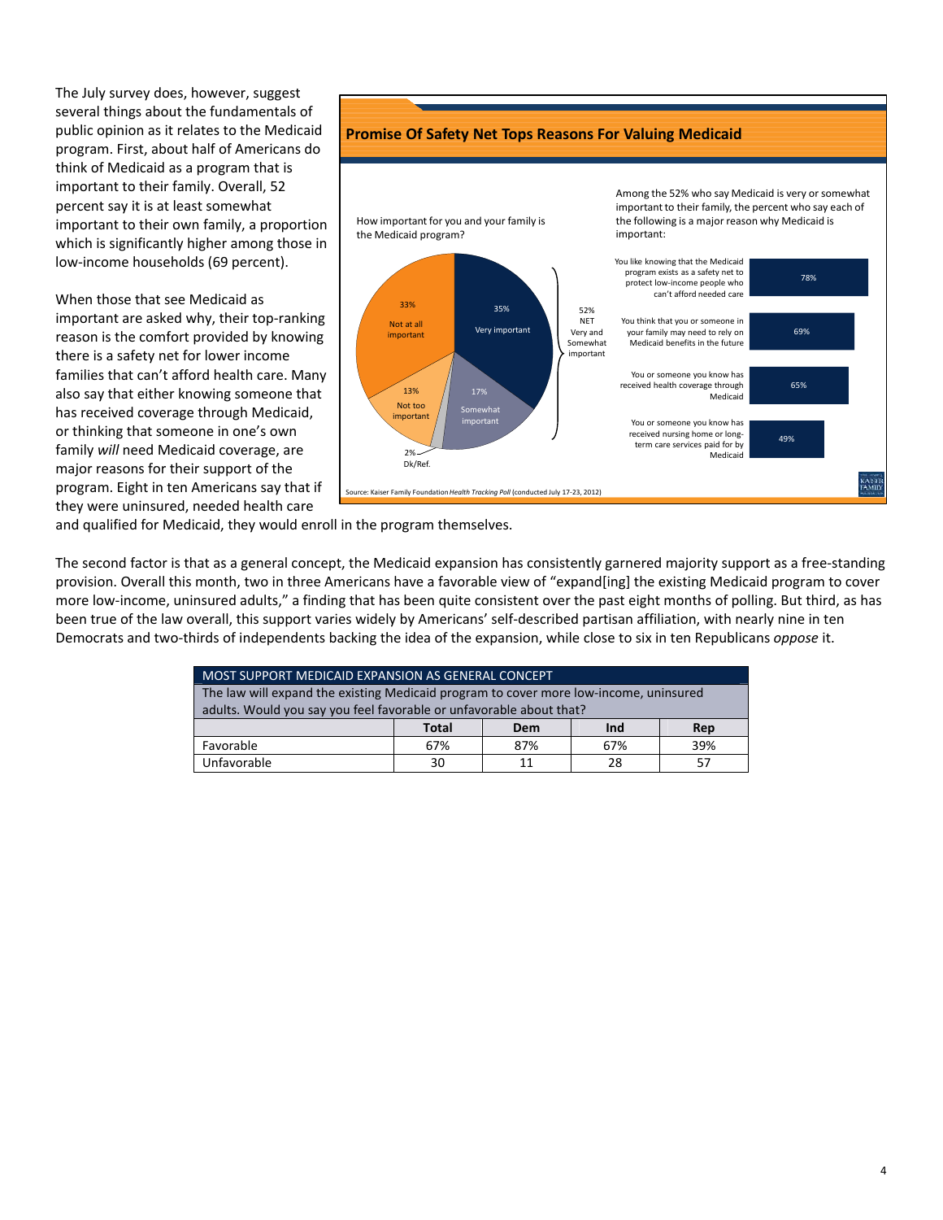The July survey does, however, suggest several things about the fundamentals of public opinion as it relates to the Medicaid program. First, about half of Americans do think of Medicaid as a program that is important to their family. Overall, 52 percent say it is at least somewhat important to their own family, a proportion which is significantly higher among those in low-income households (69 percent).

When those that see Medicaid as important are asked why, their top-ranking reason is the comfort provided by knowing there is a safety net for lower income families that can't afford health care. Many also say that either knowing someone that has received coverage through Medicaid, or thinking that someone in one's own family *will* need Medicaid coverage, are major reasons for their support of the program. Eight in ten Americans say that if they were uninsured, needed health care and qualified for Medicaid, they would enroll in the program themselves.

**Promise Of Safety Net Tops Reasons For Valuing Medicaid**

How important for you and your family is the Medicaid program?

- Very important: 35%
- Somewhat important: 17%
- Not too important: 13%
- Not at all important: 33%
- Dk/Ref.: 2%
- 52% NET Very and Somewhat important

Among the 52% who say Medicaid is very or somewhat important to their family, the percent who say each of the following is a major reason why Medicaid is important:

| Reason | Percent |
|---|---|
| You like knowing that the Medicaid program exists as a safety net to protect low-income people who can't afford needed care | 78% |
| You think that you or someone in your family may need to rely on Medicaid benefits in the future | 69% |
| You or someone you know has received health coverage through Medicaid | 65% |
| You or someone you know has received nursing home or long-term care services paid for by Medicaid | 49% |

Source: Kaiser Family Foundation *Health Tracking Poll* (conducted July 17-23, 2012)

The second factor is that as a general concept, the Medicaid expansion has consistently garnered majority support as a free-standing provision. Overall this month, two in three Americans have a favorable view of "expand[ing] the existing Medicaid program to cover more low-income, uninsured adults," a finding that has been quite consistent over the past eight months of polling. But third, as has been true of the law overall, this support varies widely by Americans' self-described partisan affiliation, with nearly nine in ten Democrats and two-thirds of independents backing the idea of the expansion, while close to six in ten Republicans *oppose* it.

MOST SUPPORT MEDICAID EXPANSION AS GENERAL CONCEPT

The law will expand the existing Medicaid program to cover more low-income, uninsured adults. Would you say you feel favorable or unfavorable about that?

| | Total | Dem | Ind | Rep |
|---|---|---|---|---|
| Favorable | 67% | 87% | 67% | 39% |
| Unfavorable | 30 | 11 | 28 | 57 |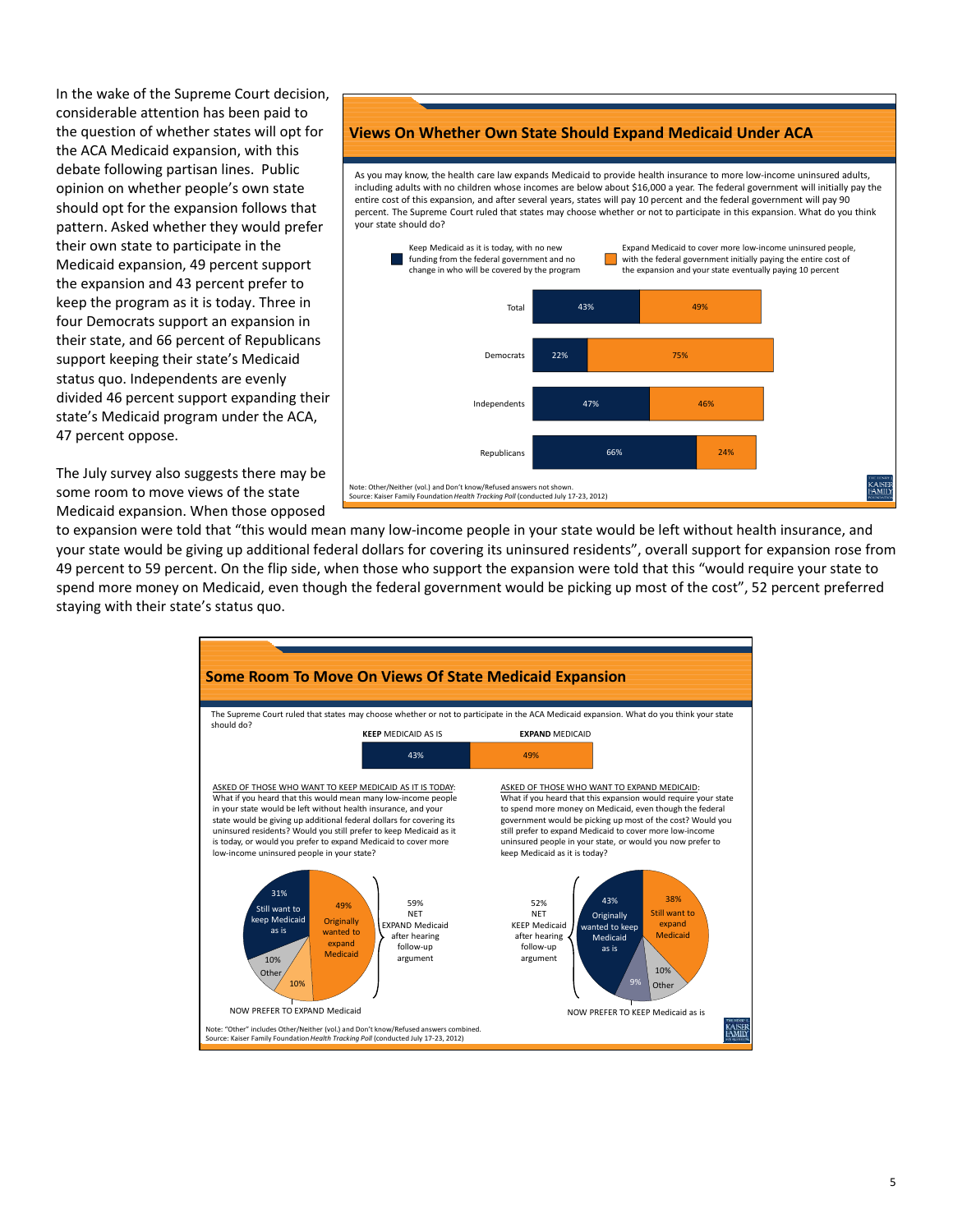In the wake of the Supreme Court decision, considerable attention has been paid to the question of whether states will opt for the ACA Medicaid expansion, with this debate following partisan lines. Public opinion on whether people's own state should opt for the expansion follows that pattern. Asked whether they would prefer their own state to participate in the Medicaid expansion, 49 percent support the expansion and 43 percent prefer to keep the program as it is today. Three in four Democrats support an expansion in their state, and 66 percent of Republicans support keeping their state's Medicaid status quo. Independents are evenly divided 46 percent support expanding their state's Medicaid program under the ACA, 47 percent oppose.

## Views On Whether Own State Should Expand Medicaid Under ACA

As you may know, the health care law expands Medicaid to provide health insurance to more low-income uninsured adults, including adults with no children whose incomes are below about $16,000 a year. The federal government will initially pay the entire cost of this expansion, and after several years, states will pay 10 percent and the federal government will pay 90 percent. The Supreme Court ruled that states may choose whether or not to participate in this expansion. What do you think your state should do?

| | Keep Medicaid as it is today, with no new funding from the federal government and no change in who will be covered by the program | Expand Medicaid to cover more low-income uninsured people, with the federal government initially paying the entire cost of the expansion and your state eventually paying 10 percent |
|---|---|---|
| Total | 43% | 49% |
| Democrats | 22% | 75% |
| Independents | 47% | 46% |
| Republicans | 66% | 24% |

Note: Other/Neither (vol.) and Don't know/Refused answers not shown.
Source: Kaiser Family Foundation *Health Tracking Poll* (conducted July 17-23, 2012)

The July survey also suggests there may be some room to move views of the state Medicaid expansion. When those opposed to expansion were told that "this would mean many low-income people in your state would be left without health insurance, and your state would be giving up additional federal dollars for covering its uninsured residents", overall support for expansion rose from 49 percent to 59 percent. On the flip side, when those who support the expansion were told that this "would require your state to spend more money on Medicaid, even though the federal government would be picking up most of the cost", 52 percent preferred staying with their state's status quo.

## Some Room To Move On Views Of State Medicaid Expansion

The Supreme Court ruled that states may choose whether or not to participate in the ACA Medicaid expansion. What do you think your state should do?

**KEEP** MEDICAID AS IS: 43%
**EXPAND** MEDICAID: 49%

ASKED OF THOSE WHO WANT TO KEEP MEDICAID AS IT IS TODAY: What if you heard that this would mean many low-income people in your state would be left without health insurance, and your state would be giving up additional federal dollars for covering its uninsured residents? Would you still prefer to keep Medicaid as it is today, or would you prefer to expand Medicaid to cover more low-income uninsured people in your state?

- 31% Still want to keep Medicaid as is
- 10% Other
- 10% Now prefer to expand Medicaid
- 49% Originally wanted to expand Medicaid
- 59% NET EXPAND Medicaid after hearing follow-up argument

ASKED OF THOSE WHO WANT TO EXPAND MEDICAID: What if you heard that this expansion would require your state to spend more money on Medicaid, even though the federal government would be picking up most of the cost? Would you still prefer to expand Medicaid to cover more low-income uninsured people in your state, or would you now prefer to keep Medicaid as it is today?

- 43% Originally wanted to keep Medicaid as is
- 9% Now prefer to keep Medicaid as is
- 10% Other
- 38% Still want to expand Medicaid
- 52% NET KEEP Medicaid after hearing follow-up argument

Note: "Other" includes Other/Neither (vol.) and Don't know/Refused answers combined.
Source: Kaiser Family Foundation *Health Tracking Poll* (conducted July 17-23, 2012)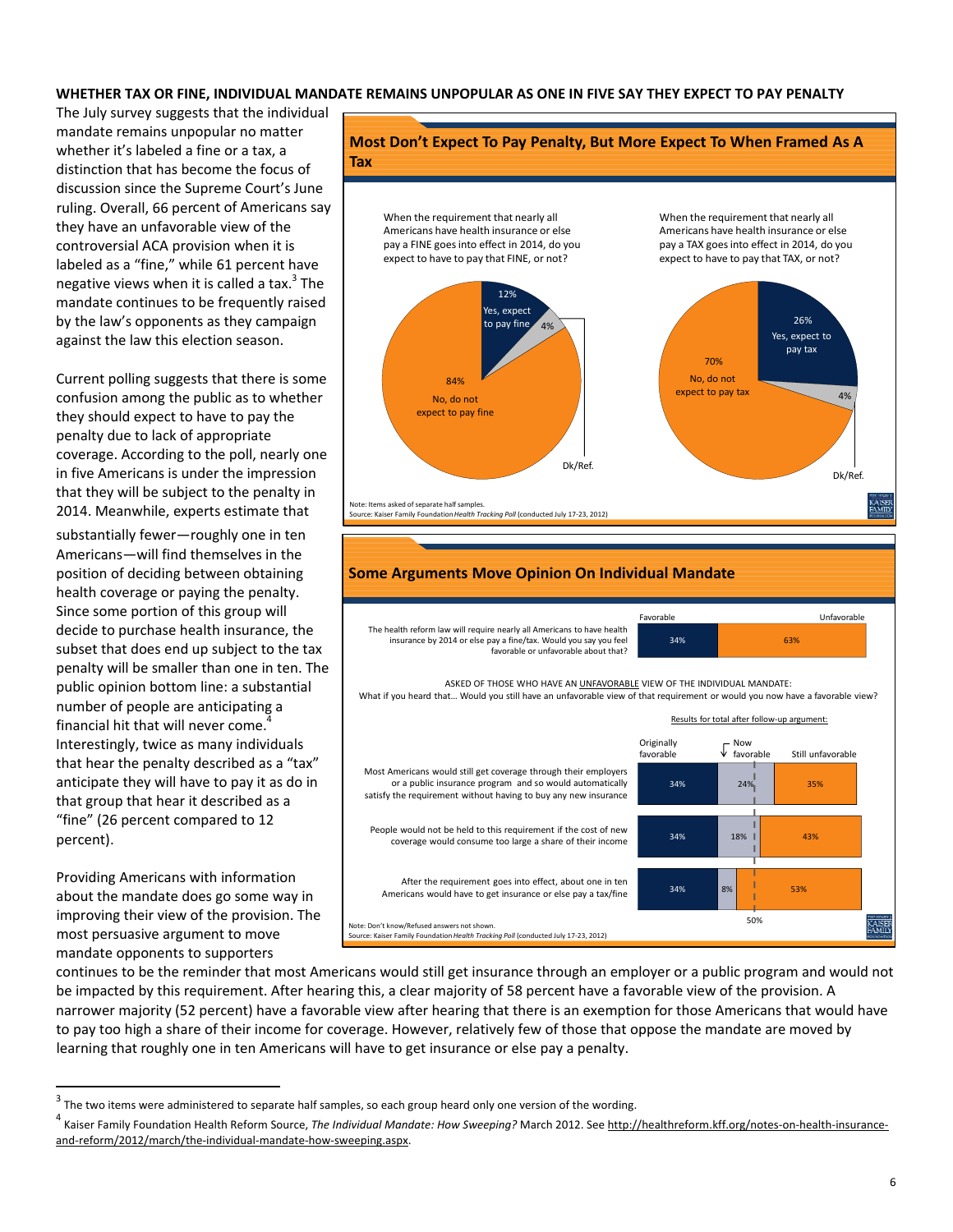**WHETHER TAX OR FINE, INDIVIDUAL MANDATE REMAINS UNPOPULAR AS ONE IN FIVE SAY THEY EXPECT TO PAY PENALTY**

The July survey suggests that the individual mandate remains unpopular no matter whether it's labeled a fine or a tax, a distinction that has become the focus of discussion since the Supreme Court's June ruling. Overall, 66 percent of Americans say they have an unfavorable view of the controversial ACA provision when it is labeled as a "fine," while 61 percent have negative views when it is called a tax.[3] The mandate continues to be frequently raised by the law's opponents as they campaign against the law this election season.

Current polling suggests that there is some confusion among the public as to whether they should expect to have to pay the penalty due to lack of appropriate coverage. According to the poll, nearly one in five Americans is under the impression that they will be subject to the penalty in 2014. Meanwhile, experts estimate that substantially fewer—roughly one in ten Americans—will find themselves in the position of deciding between obtaining health coverage or paying the penalty. Since some portion of this group will decide to purchase health insurance, the subset that does end up subject to the tax penalty will be smaller than one in ten. The public opinion bottom line: a substantial number of people are anticipating a financial hit that will never come.[4] Interestingly, twice as many individuals that hear the penalty described as a "tax" anticipate they will have to pay it as do in that group that hear it described as a "fine" (26 percent compared to 12 percent).

**Most Don't Expect To Pay Penalty, But More Expect To When Framed As A Tax**

| | Yes, expect to pay | No, do not expect to pay | Dk/Ref. |
|---|---|---|---|
| When the requirement that nearly all Americans have health insurance or else pay a FINE goes into effect in 2014, do you expect to have to pay that FINE, or not? | 12% | 84% | 4% |
| When the requirement that nearly all Americans have health insurance or else pay a TAX goes into effect in 2014, do you expect to have to pay that TAX, or not? | 26% | 70% | 4% |

Note: Items asked of separate half samples.
Source: Kaiser Family Foundation *Health Tracking Poll* (conducted July 17-23, 2012)

**Some Arguments Move Opinion On Individual Mandate**

| | Favorable | Unfavorable |
|---|---|---|
| The health reform law will require nearly all Americans to have health insurance by 2014 or else pay a fine/tax. Would you say you feel favorable or unfavorable about that? | 34% | 63% |

ASKED OF THOSE WHO HAVE AN UNFAVORABLE VIEW OF THE INDIVIDUAL MANDATE:
What if you heard that… Would you still have an unfavorable view of that requirement or would you now have a favorable view?

Results for total after follow-up argument:

| | Originally favorable | Now favorable | Still unfavorable |
|---|---|---|---|
| Most Americans would still get coverage through their employers or a public insurance program and so would automatically satisfy the requirement without having to buy any new insurance | 34% | 24% | 35% |
| People would not be held to this requirement if the cost of new coverage would consume too large a share of their income | 34% | 18% | 43% |
| After the requirement goes into effect, about one in ten Americans would have to get insurance or else pay a tax/fine | 34% | 8% | 53% |

Note: Don't know/Refused answers not shown.
Source: Kaiser Family Foundation *Health Tracking Poll* (conducted July 17-23, 2012)

Providing Americans with information about the mandate does go some way in improving their view of the provision. The most persuasive argument to move mandate opponents to supporters continues to be the reminder that most Americans would still get insurance through an employer or a public program and would not be impacted by this requirement. After hearing this, a clear majority of 58 percent have a favorable view of the provision. A narrower majority (52 percent) have a favorable view after hearing that there is an exemption for those Americans that would have to pay too high a share of their income for coverage. However, relatively few of those that oppose the mandate are moved by learning that roughly one in ten Americans will have to get insurance or else pay a penalty.

---

[3] The two items were administered to separate half samples, so each group heard only one version of the wording.

[4] Kaiser Family Foundation Health Reform Source, *The Individual Mandate: How Sweeping?* March 2012. See http://healthreform.kff.org/notes-on-health-insurance-and-reform/2012/march/the-individual-mandate-how-sweeping.aspx.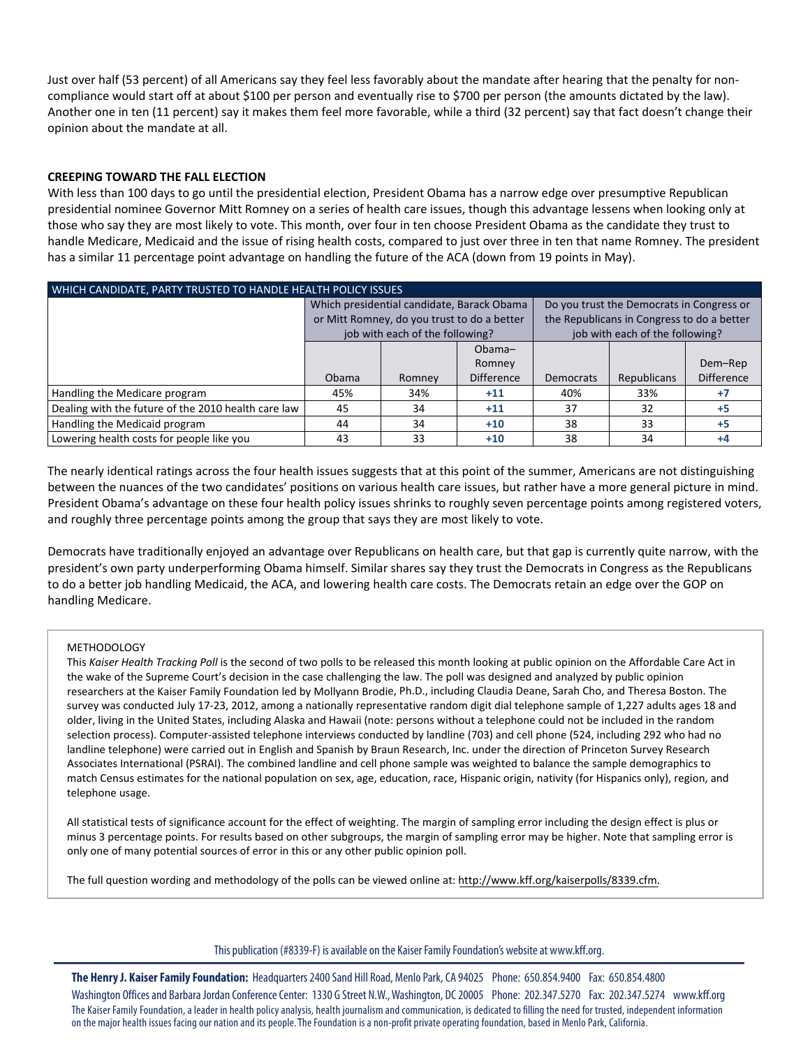Just over half (53 percent) of all Americans say they feel less favorably about the mandate after hearing that the penalty for non-compliance would start off at about $100 per person and eventually rise to $700 per person (the amounts dictated by the law). Another one in ten (11 percent) say it makes them feel more favorable, while a third (32 percent) say that fact doesn't change their opinion about the mandate at all.

**CREEPING TOWARD THE FALL ELECTION**

With less than 100 days to go until the presidential election, President Obama has a narrow edge over presumptive Republican presidential nominee Governor Mitt Romney on a series of health care issues, though this advantage lessens when looking only at those who say they are most likely to vote. This month, over four in ten choose President Obama as the candidate they trust to handle Medicare, Medicaid and the issue of rising health costs, compared to just over three in ten that name Romney. The president has a similar 11 percentage point advantage on handling the future of the ACA (down from 19 points in May).

| WHICH CANDIDATE, PARTY TRUSTED TO HANDLE HEALTH POLICY ISSUES | Which presidential candidate, Barack Obama or Mitt Romney, do you trust to do a better job with each of the following? | | | Do you trust the Democrats in Congress or the Republicans in Congress to do a better job with each of the following? | | |
|---|---|---|---|---|---|---|
| | Obama | Romney | Obama–Romney Difference | Democrats | Republicans | Dem–Rep Difference |
| Handling the Medicare program | 45% | 34% | **+11** | 40% | 33% | **+7** |
| Dealing with the future of the 2010 health care law | 45 | 34 | **+11** | 37 | 32 | **+5** |
| Handling the Medicaid program | 44 | 34 | **+10** | 38 | 33 | **+5** |
| Lowering health costs for people like you | 43 | 33 | **+10** | 38 | 34 | **+4** |

The nearly identical ratings across the four health issues suggests that at this point of the summer, Americans are not distinguishing between the nuances of the two candidates' positions on various health care issues, but rather have a more general picture in mind. President Obama's advantage on these four health policy issues shrinks to roughly seven percentage points among registered voters, and roughly three percentage points among the group that says they are most likely to vote.

Democrats have traditionally enjoyed an advantage over Republicans on health care, but that gap is currently quite narrow, with the president's own party underperforming Obama himself. Similar shares say they trust the Democrats in Congress as the Republicans to do a better job handling Medicaid, the ACA, and lowering health care costs. The Democrats retain an edge over the GOP on handling Medicare.

METHODOLOGY

This *Kaiser Health Tracking Poll* is the second of two polls to be released this month looking at public opinion on the Affordable Care Act in the wake of the Supreme Court's decision in the case challenging the law. The poll was designed and analyzed by public opinion researchers at the Kaiser Family Foundation led by Mollyann Brodie, Ph.D., including Claudia Deane, Sarah Cho, and Theresa Boston. The survey was conducted July 17-23, 2012, among a nationally representative random digit dial telephone sample of 1,227 adults ages 18 and older, living in the United States, including Alaska and Hawaii (note: persons without a telephone could not be included in the random selection process). Computer-assisted telephone interviews conducted by landline (703) and cell phone (524, including 292 who had no landline telephone) were carried out in English and Spanish by Braun Research, Inc. under the direction of Princeton Survey Research Associates International (PSRAI). The combined landline and cell phone sample was weighted to balance the sample demographics to match Census estimates for the national population on sex, age, education, race, Hispanic origin, nativity (for Hispanics only), region, and telephone usage.

All statistical tests of significance account for the effect of weighting. The margin of sampling error including the design effect is plus or minus 3 percentage points. For results based on other subgroups, the margin of sampling error may be higher. Note that sampling error is only one of many potential sources of error in this or any other public opinion poll.

The full question wording and methodology of the polls can be viewed online at: http://www.kff.org/kaiserpolls/8339.cfm.

This publication (#8339-F) is available on the Kaiser Family Foundation's website at www.kff.org.

**The Henry J. Kaiser Family Foundation:** Headquarters 2400 Sand Hill Road, Menlo Park, CA 94025 Phone: 650.854.9400 Fax: 650.854.4800
Washington Offices and Barbara Jordan Conference Center: 1330 G Street N.W., Washington, DC 20005 Phone: 202.347.5270 Fax: 202.347.5274 www.kff.org
The Kaiser Family Foundation, a leader in health policy analysis, health journalism and communication, is dedicated to filling the need for trusted, independent information on the major health issues facing our nation and its people. The Foundation is a non-profit private operating foundation, based in Menlo Park, California.